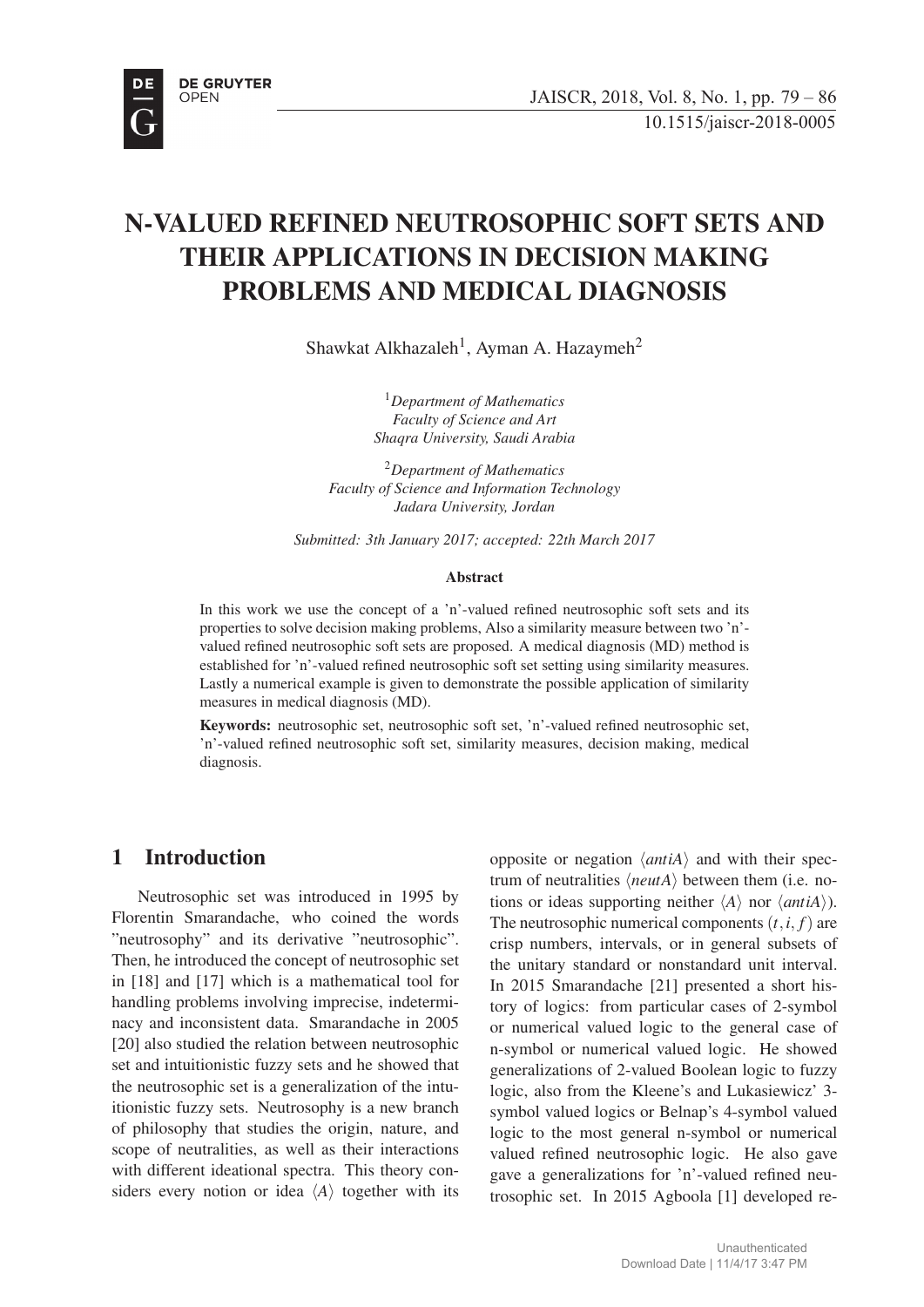# N-VALUED REFINED NEUTROSOPHIC SOFT SETS AND THEIR APPLICATIONS IN DECISION MAKING PROBLEMS AND MEDICAL DIAGNOSIS

Shawkat Alkhazaleh[1], Ayman A. Hazaymeh[2]

[1]*Department of Mathematics*
*Faculty of Science and Art*
*Shaqra University, Saudi Arabia*

[2]*Department of Mathematics*
*Faculty of Science and Information Technology*
*Jadara University, Jordan*

*Submitted: 3th January 2017; accepted: 22th March 2017*

### Abstract

In this work we use the concept of a 'n'-valued refined neutrosophic soft sets and its properties to solve decision making problems, Also a similarity measure between two 'n'-valued refined neutrosophic soft sets are proposed. A medical diagnosis (MD) method is established for 'n'-valued refined neutrosophic soft set setting using similarity measures. Lastly a numerical example is given to demonstrate the possible application of similarity measures in medical diagnosis (MD).

**Keywords:** neutrosophic set, neutrosophic soft set, 'n'-valued refined neutrosophic set, 'n'-valued refined neutrosophic soft set, similarity measures, decision making, medical diagnosis.

## 1 Introduction

Neutrosophic set was introduced in 1995 by Florentin Smarandache, who coined the words "neutrosophy" and its derivative "neutrosophic". Then, he introduced the concept of neutrosophic set in [18] and [17] which is a mathematical tool for handling problems involving imprecise, indeterminacy and inconsistent data. Smarandache in 2005 [20] also studied the relation between neutrosophic set and intuitionistic fuzzy sets and he showed that the neutrosophic set is a generalization of the intuitionistic fuzzy sets. Neutrosophy is a new branch of philosophy that studies the origin, nature, and scope of neutralities, as well as their interactions with different ideational spectra. This theory considers every notion or idea $\langle A \rangle$ together with its opposite or negation $\langle antiA \rangle$ and with their spectrum of neutralities $\langle neutA \rangle$ between them (i.e. notions or ideas supporting neither $\langle A \rangle$ nor $\langle antiA \rangle$). The neutrosophic numerical components $(t, i, f)$ are crisp numbers, intervals, or in general subsets of the unitary standard or nonstandard unit interval. In 2015 Smarandache [21] presented a short history of logics: from particular cases of 2-symbol or numerical valued logic to the general case of n-symbol or numerical valued logic. He showed generalizations of 2-valued Boolean logic to fuzzy logic, also from the Kleene's and Lukasiewicz' 3-symbol valued logics or Belnap's 4-symbol valued logic to the most general n-symbol or numerical valued refined neutrosophic logic. He also gave gave a generalizations for 'n'-valued refined neutrosophic set. In 2015 Agboola [1] developed re-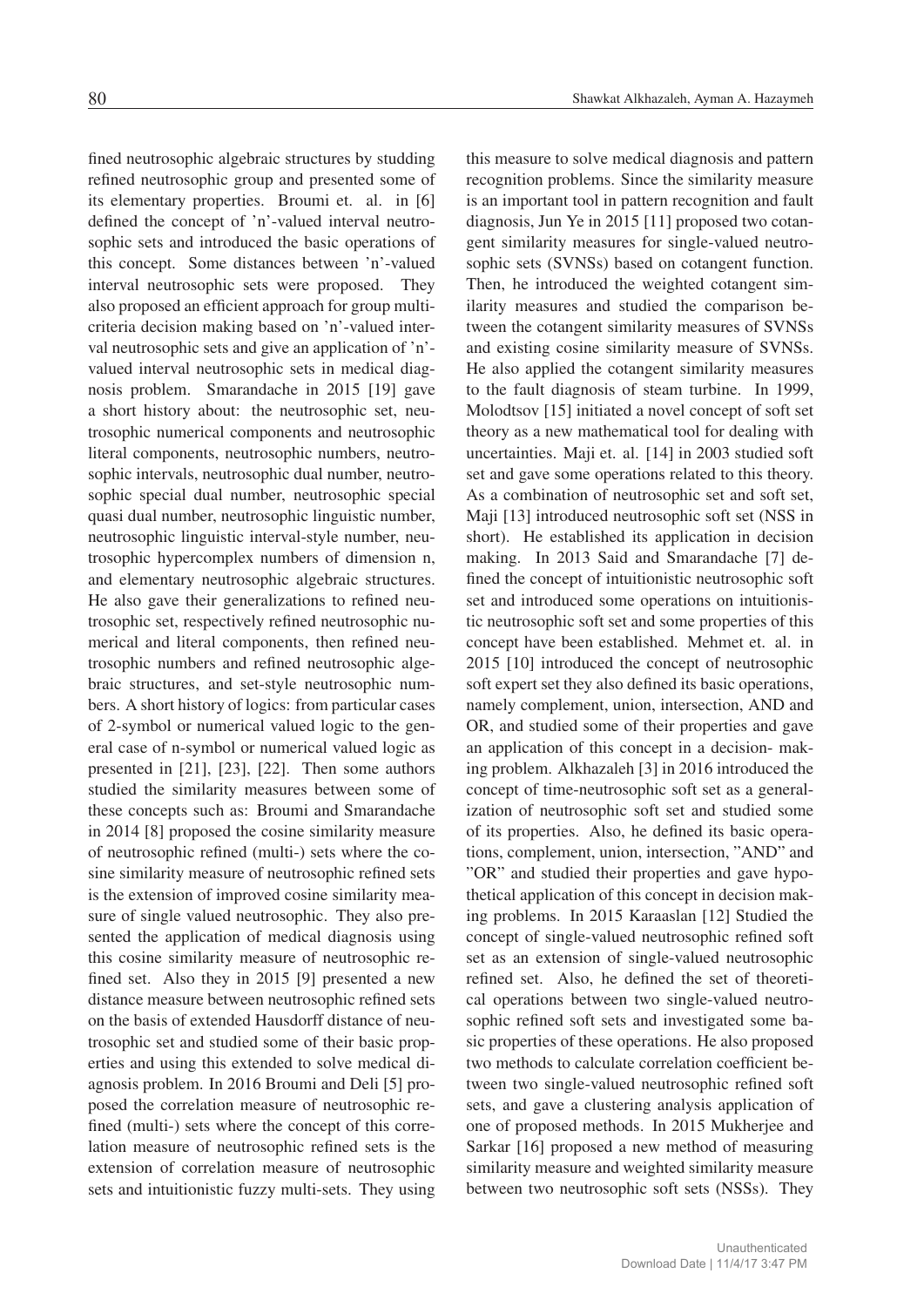fined neutrosophic algebraic structures by studding refined neutrosophic group and presented some of its elementary properties. Broumi et. al. in [6] defined the concept of 'n'-valued interval neutrosophic sets and introduced the basic operations of this concept. Some distances between 'n'-valued interval neutrosophic sets were proposed. They also proposed an efficient approach for group multi-criteria decision making based on 'n'-valued interval neutrosophic sets and give an application of 'n'-valued interval neutrosophic sets in medical diagnosis problem. Smarandache in 2015 [19] gave a short history about: the neutrosophic set, neutrosophic numerical components and neutrosophic literal components, neutrosophic numbers, neutrosophic intervals, neutrosophic dual number, neutrosophic special dual number, neutrosophic special quasi dual number, neutrosophic linguistic number, neutrosophic linguistic interval-style number, neutrosophic hypercomplex numbers of dimension n, and elementary neutrosophic algebraic structures. He also gave their generalizations to refined neutrosophic set, respectively refined neutrosophic numerical and literal components, then refined neutrosophic numbers and refined neutrosophic algebraic structures, and set-style neutrosophic numbers. A short history of logics: from particular cases of 2-symbol or numerical valued logic to the general case of n-symbol or numerical valued logic as presented in [21], [23], [22]. Then some authors studied the similarity measures between some of these concepts such as: Broumi and Smarandache in 2014 [8] proposed the cosine similarity measure of neutrosophic refined (multi-) sets where the cosine similarity measure of neutrosophic refined sets is the extension of improved cosine similarity measure of single valued neutrosophic. They also presented the application of medical diagnosis using this cosine similarity measure of neutrosophic refined set. Also they in 2015 [9] presented a new distance measure between neutrosophic refined sets on the basis of extended Hausdorff distance of neutrosophic set and studied some of their basic properties and using this extended to solve medical diagnosis problem. In 2016 Broumi and Deli [5] proposed the correlation measure of neutrosophic refined (multi-) sets where the concept of this correlation measure of neutrosophic refined sets is the extension of correlation measure of neutrosophic sets and intuitionistic fuzzy multi-sets. They using this measure to solve medical diagnosis and pattern recognition problems. Since the similarity measure is an important tool in pattern recognition and fault diagnosis, Jun Ye in 2015 [11] proposed two cotangent similarity measures for single-valued neutrosophic sets (SVNSs) based on cotangent function. Then, he introduced the weighted cotangent similarity measures and studied the comparison between the cotangent similarity measures of SVNSs and existing cosine similarity measure of SVNSs. He also applied the cotangent similarity measures to the fault diagnosis of steam turbine. In 1999, Molodtsov [15] initiated a novel concept of soft set theory as a new mathematical tool for dealing with uncertainties. Maji et. al. [14] in 2003 studied soft set and gave some operations related to this theory. As a combination of neutrosophic set and soft set, Maji [13] introduced neutrosophic soft set (NSS in short). He established its application in decision making. In 2013 Said and Smarandache [7] defined the concept of intuitionistic neutrosophic soft set and introduced some operations on intuitionistic neutrosophic soft set and some properties of this concept have been established. Mehmet et. al. in 2015 [10] introduced the concept of neutrosophic soft expert set they also defined its basic operations, namely complement, union, intersection, AND and OR, and studied some of their properties and gave an application of this concept in a decision- making problem. Alkhazaleh [3] in 2016 introduced the concept of time-neutrosophic soft set as a generalization of neutrosophic soft set and studied some of its properties. Also, he defined its basic operations, complement, union, intersection, "AND" and "OR" and studied their properties and gave hypothetical application of this concept in decision making problems. In 2015 Karaaslan [12] Studied the concept of single-valued neutrosophic refined soft set as an extension of single-valued neutrosophic refined set. Also, he defined the set of theoretical operations between two single-valued neutrosophic refined soft sets and investigated some basic properties of these operations. He also proposed two methods to calculate correlation coefficient between two single-valued neutrosophic refined soft sets, and gave a clustering analysis application of one of proposed methods. In 2015 Mukherjee and Sarkar [16] proposed a new method of measuring similarity measure and weighted similarity measure between two neutrosophic soft sets (NSSs). They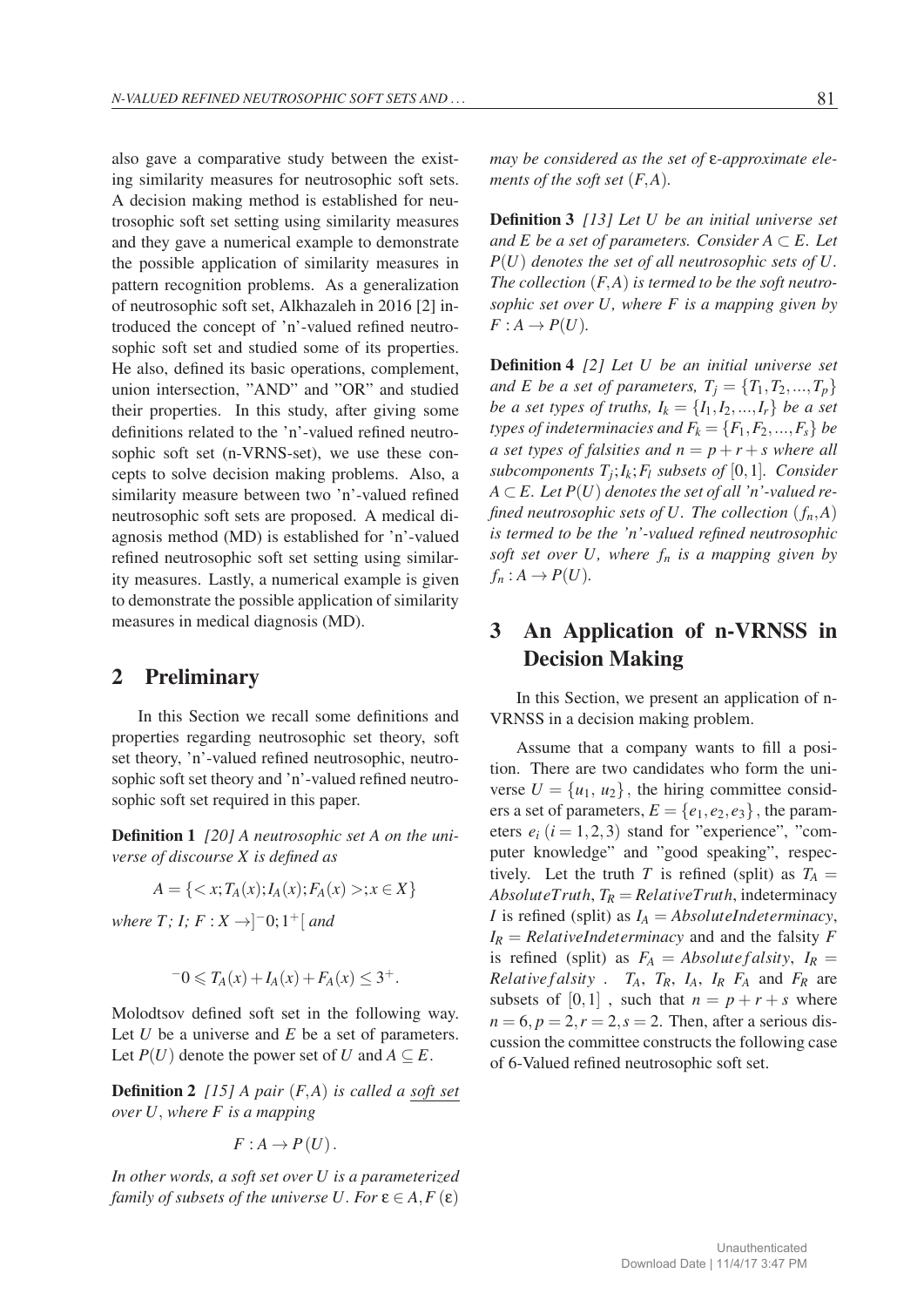also gave a comparative study between the existing similarity measures for neutrosophic soft sets. A decision making method is established for neutrosophic soft set setting using similarity measures and they gave a numerical example to demonstrate the possible application of similarity measures in pattern recognition problems. As a generalization of neutrosophic soft set, Alkhazaleh in 2016 [2] introduced the concept of 'n'-valued refined neutrosophic soft set and studied some of its properties. He also, defined its basic operations, complement, union intersection, "AND" and "OR" and studied their properties. In this study, after giving some definitions related to the 'n'-valued refined neutrosophic soft set (n-VRNS-set), we use these concepts to solve decision making problems. Also, a similarity measure between two 'n'-valued refined neutrosophic soft sets are proposed. A medical diagnosis method (MD) is established for 'n'-valued refined neutrosophic soft set setting using similarity measures. Lastly, a numerical example is given to demonstrate the possible application of similarity measures in medical diagnosis (MD).

## 2 Preliminary

In this Section we recall some definitions and properties regarding neutrosophic set theory, soft set theory, 'n'-valued refined neutrosophic, neutrosophic soft set theory and 'n'-valued refined neutrosophic soft set required in this paper.

**Definition 1** *[20] A neutrosophic set A on the universe of discourse X is defined as*

$$A = \{< x; T_A(x); I_A(x); F_A(x) >; x \in X\}$$

*where $T$; $I$; $F : X \to ]^{-}0; 1^{+}[$ and*

$$^{-}0 \leqslant T_A(x) + I_A(x) + F_A(x) \leq 3^{+}.$$

Molodtsov defined soft set in the following way. Let $U$ be a universe and $E$ be a set of parameters. Let $P(U)$ denote the power set of $U$ and $A \subseteq E$.

**Definition 2** *[15] A pair $(F,A)$ is called a soft set over $U$, where $F$ is a mapping*

$$F : A \to P(U).$$

*In other words, a soft set over U is a parameterized family of subsets of the universe U. For $\varepsilon \in A, F(\varepsilon)$ may be considered as the set of $\varepsilon$-approximate elements of the soft set $(F,A)$.*

**Definition 3** *[13] Let $U$ be an initial universe set and $E$ be a set of parameters. Consider $A \subset E$. Let $P(U)$ denotes the set of all neutrosophic sets of $U$. The collection $(F,A)$ is termed to be the soft neutrosophic set over $U$, where $F$ is a mapping given by $F : A \to P(U)$.*

**Definition 4** *[2] Let $U$ be an initial universe set and $E$ be a set of parameters, $T_j = \{T_1, T_2, ..., T_p\}$ be a set types of truths, $I_k = \{I_1, I_2, ..., I_r\}$ be a set types of indeterminacies and $F_k = \{F_1, F_2, ..., F_s\}$ be a set types of falsities and $n = p + r + s$ where all subcomponents $T_j; I_k; F_l$ subsets of $[0,1]$. Consider $A \subset E$. Let $P(U)$ denotes the set of all 'n'-valued refined neutrosophic sets of $U$. The collection $(f_n, A)$ is termed to be the 'n'-valued refined neutrosophic soft set over $U$, where $f_n$ is a mapping given by $f_n : A \to P(U)$.*

## 3 An Application of n-VRNSS in Decision Making

In this Section, we present an application of n-VRNSS in a decision making problem.

Assume that a company wants to fill a position. There are two candidates who form the universe $U = \{u_1, u_2\}$, the hiring committee considers a set of parameters, $E = \{e_1, e_2, e_3\}$, the parameters $e_i$ $(i = 1, 2, 3)$ stand for "experience", "computer knowledge" and "good speaking", respectively. Let the truth $T$ is refined (split) as $T_A = AbsoluteTruth$, $T_R = RelativeTruth$, indeterminacy $I$ is refined (split) as $I_A = AbsoluteIndeterminacy$, $I_R = RelativeIndeterminacy$ and and the falsity $F$ is refined (split) as $F_A = Absolutefalsity$, $I_R = Relativefalsity$ . $T_A$, $T_R$, $I_A$, $I_R$ $F_A$ and $F_R$ are subsets of $[0,1]$ , such that $n = p + r + s$ where $n = 6, p = 2, r = 2, s = 2$. Then, after a serious discussion the committee constructs the following case of 6-Valued refined neutrosophic soft set.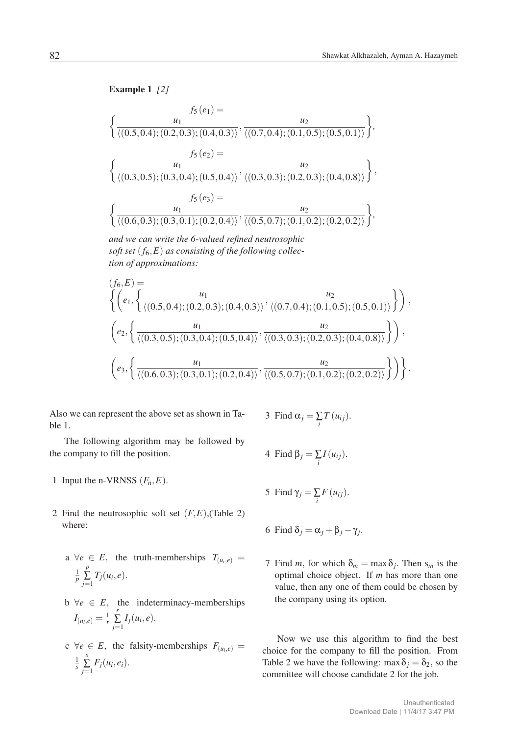**Example 1** *[2]*

$$f_5(e_1) = \left\{ \frac{u_1}{\langle (0.5,0.4);(0.2,0.3);(0.4,0.3)\rangle}, \frac{u_2}{\langle (0.7,0.4);(0.1,0.5);(0.5,0.1)\rangle} \right\},$$

$$f_5(e_2) = \left\{ \frac{u_1}{\langle (0.3,0.5);(0.3,0.4);(0.5,0.4)\rangle}, \frac{u_2}{\langle (0.3,0.3);(0.2,0.3);(0.4,0.8)\rangle} \right\},$$

$$f_5(e_3) = \left\{ \frac{u_1}{\langle (0.6,0.3);(0.3,0.1);(0.2,0.4)\rangle}, \frac{u_2}{\langle (0.5,0.7);(0.1,0.2);(0.2,0.2)\rangle} \right\},$$

*and we can write the 6-valued refined neutrosophic soft set $(f_6,E)$ as consisting of the following collection of approximations:*

$$(f_6,E) = \left\{ \left(e_1, \left\{ \frac{u_1}{\langle (0.5,0.4);(0.2,0.3);(0.4,0.3)\rangle}, \frac{u_2}{\langle (0.7,0.4);(0.1,0.5);(0.5,0.1)\rangle} \right\} \right), \left(e_2, \left\{ \frac{u_1}{\langle (0.3,0.5);(0.3,0.4);(0.5,0.4)\rangle}, \frac{u_2}{\langle (0.3,0.3);(0.2,0.3);(0.4,0.8)\rangle} \right\} \right), \left(e_3, \left\{ \frac{u_1}{\langle (0.6,0.3);(0.3,0.1);(0.2,0.4)\rangle}, \frac{u_2}{\langle (0.5,0.7);(0.1,0.2);(0.2,0.2)\rangle} \right\} \right) \right\}.$$

Also we can represent the above set as shown in Table 1.

The following algorithm may be followed by the company to fill the position.

1. Input the n-VRNSS $(F_n,E)$.
2. Find the neutrosophic soft set $(F,E)$,(Table 2) where:
   a. $\forall e \in E$, the truth-memberships $T_{(u_i,e)} = \frac{1}{p}\sum_{j=1}^{p} T_j(u_i,e)$.
   b. $\forall e \in E$, the indeterminacy-memberships $I_{(u_i,e)} = \frac{1}{r}\sum_{j=1}^{r} I_j(u_i,e)$.
   c. $\forall e \in E$, the falsity-memberships $F_{(u_i,e)} = \frac{1}{s}\sum_{j=1}^{s} F_j(u_i,e_i)$.
3. Find $\alpha_j = \sum_i T(u_{ij})$.
4. Find $\beta_j = \sum_i I(u_{ij})$.
5. Find $\gamma_j = \sum_i F(u_{ij})$.
6. Find $\delta_j = \alpha_j + \beta_j - \gamma_j$.
7. Find $m$, for which $\delta_m = \max \delta_j$. Then $s_m$ is the optimal choice object. If $m$ has more than one value, then any one of them could be chosen by the company using its option.

Now we use this algorithm to find the best choice for the company to fill the position. From Table 2 we have the following: $\max \delta_j = \delta_2$, so the committee will choose candidate 2 for the job.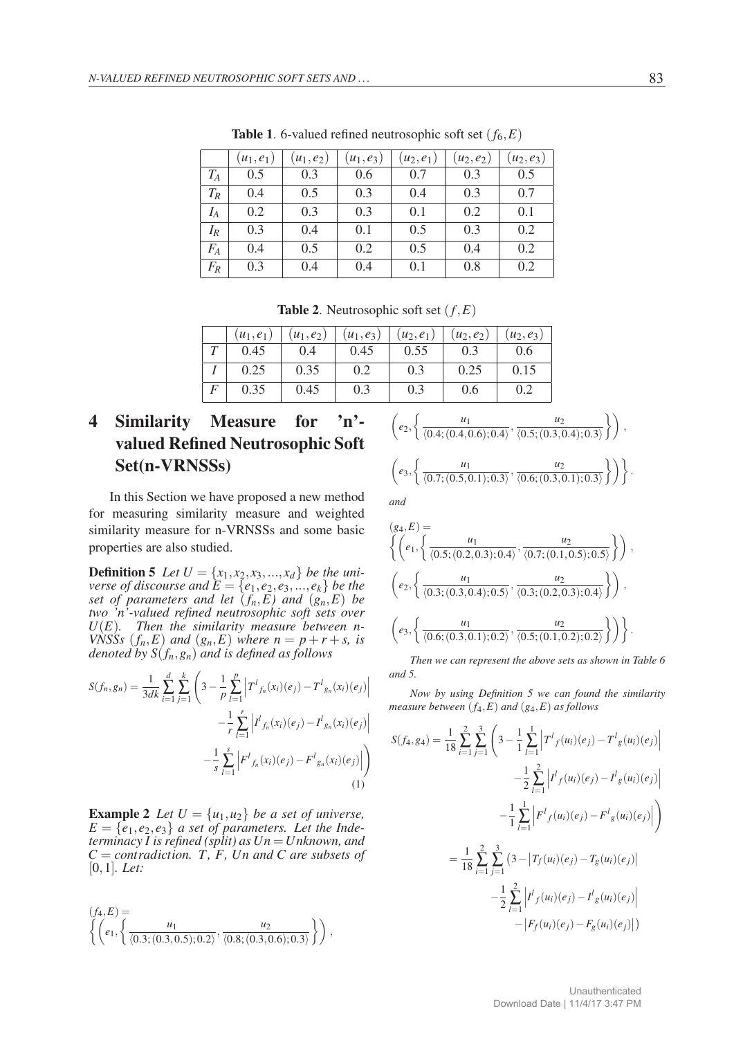**Table 1**. 6-valued refined neutrosophic soft set $(f_6, E)$

| | $(u_1,e_1)$ | $(u_1,e_2)$ | $(u_1,e_3)$ | $(u_2,e_1)$ | $(u_2,e_2)$ | $(u_2,e_3)$ |
|---|---|---|---|---|---|---|
| $T_A$ | 0.5 | 0.3 | 0.6 | 0.7 | 0.3 | 0.5 |
| $T_R$ | 0.4 | 0.5 | 0.3 | 0.4 | 0.3 | 0.7 |
| $I_A$ | 0.2 | 0.3 | 0.3 | 0.1 | 0.2 | 0.1 |
| $I_R$ | 0.3 | 0.4 | 0.1 | 0.5 | 0.3 | 0.2 |
| $F_A$ | 0.4 | 0.5 | 0.2 | 0.5 | 0.4 | 0.2 |
| $F_R$ | 0.3 | 0.4 | 0.4 | 0.1 | 0.8 | 0.2 |

**Table 2**. Neutrosophic soft set $(f, E)$

| | $(u_1,e_1)$ | $(u_1,e_2)$ | $(u_1,e_3)$ | $(u_2,e_1)$ | $(u_2,e_2)$ | $(u_2,e_3)$ |
|---|---|---|---|---|---|---|
| $T$ | 0.45 | 0.4 | 0.45 | 0.55 | 0.3 | 0.6 |
| $I$ | 0.25 | 0.35 | 0.2 | 0.3 | 0.25 | 0.15 |
| $F$ | 0.35 | 0.45 | 0.3 | 0.3 | 0.6 | 0.2 |

# 4 Similarity Measure for 'n'-valued Refined Neutrosophic Soft Set(n-VRNSSs)

In this Section we have proposed a new method for measuring similarity measure and weighted similarity measure for n-VRNSSs and some basic properties are also studied.

**Definition 5** *Let $U = \{x_1, x_2, x_3, ..., x_d\}$ be the universe of discourse and $E = \{e_1, e_2, e_3, ..., e_k\}$ be the set of parameters and let $(f_n, E)$ and $(g_n, E)$ be two 'n'-valued refined neutrosophic soft sets over $U(E)$. Then the similarity measure between n-VNSSs $(f_n, E)$ and $(g_n, E)$ where $n = p + r + s$, is denoted by $S(f_n, g_n)$ and is defined as follows*

$$S(f_n,g_n) = \frac{1}{3dk}\sum_{i=1}^{d}\sum_{j=1}^{k}\left(3 - \frac{1}{p}\sum_{l=1}^{p}\left|T^l{}_{f_n}(x_i)(e_j) - T^l{}_{g_n}(x_i)(e_j)\right| - \frac{1}{r}\sum_{l=1}^{r}\left|I^l{}_{f_n}(x_i)(e_j) - I^l{}_{g_n}(x_i)(e_j)\right| - \frac{1}{s}\sum_{l=1}^{s}\left|F^l{}_{f_n}(x_i)(e_j) - F^l{}_{g_n}(x_i)(e_j)\right|\right) \quad (1)$$

**Example 2** *Let $U = \{u_1, u_2\}$ be a set of universe, $E = \{e_1, e_2, e_3\}$ a set of parameters. Let the Indeterminacy $I$ is refined (split) as $Un = Unknown$, and $C = contradiction$. $T$, $F$, $Un$ and $C$ are subsets of $[0,1]$. Let:*

$$(f_4,E) = \left\{\left(e_1,\left\{\frac{u_1}{\langle 0.3;(0.3,0.5);0.2\rangle},\frac{u_2}{\langle 0.8;(0.3,0.6);0.3\rangle}\right\}\right),\left(e_2,\left\{\frac{u_1}{\langle 0.4;(0.4,0.6);0.4\rangle},\frac{u_2}{\langle 0.5;(0.3,0.4);0.3\rangle}\right\}\right),\left(e_3,\left\{\frac{u_1}{\langle 0.7;(0.5,0.1);0.3\rangle},\frac{u_2}{\langle 0.6;(0.3,0.1);0.3\rangle}\right\}\right)\right\}.$$

*and*

$$(g_4,E) = \left\{\left(e_1,\left\{\frac{u_1}{\langle 0.5;(0.2,0.3);0.4\rangle},\frac{u_2}{\langle 0.7;(0.1,0.5);0.5\rangle}\right\}\right),\left(e_2,\left\{\frac{u_1}{\langle 0.3;(0.3,0.4);0.5\rangle},\frac{u_2}{\langle 0.3;(0.2,0.3);0.4\rangle}\right\}\right),\left(e_3,\left\{\frac{u_1}{\langle 0.6;(0.3,0.1);0.2\rangle},\frac{u_2}{\langle 0.5;(0.1,0.2);0.2\rangle}\right\}\right)\right\}.$$

*Then we can represent the above sets as shown in Table 6 and 5.*

*Now by using Definition 5 we can found the similarity measure between $(f_4, E)$ and $(g_4, E)$ as follows*

$$S(f_4,g_4) = \frac{1}{18}\sum_{i=1}^{2}\sum_{j=1}^{3}\left(3 - \frac{1}{1}\sum_{l=1}^{1}\left|T^l{}_f(u_i)(e_j) - T^l{}_g(u_i)(e_j)\right| - \frac{1}{2}\sum_{l=1}^{2}\left|I^l{}_f(u_i)(e_j) - I^l{}_g(u_i)(e_j)\right| - \frac{1}{1}\sum_{l=1}^{1}\left|F^l{}_f(u_i)(e_j) - F^l{}_g(u_i)(e_j)\right|\right)$$

$$= \frac{1}{18}\sum_{i=1}^{2}\sum_{j=1}^{3}\left(3 - \left|T_f(u_i)(e_j) - T_g(u_i)(e_j)\right| - \frac{1}{2}\sum_{l=1}^{2}\left|I^l{}_f(u_i)(e_j) - I^l{}_g(u_i)(e_j)\right| - \left|F_f(u_i)(e_j) - F_g(u_i)(e_j)\right|\right)$$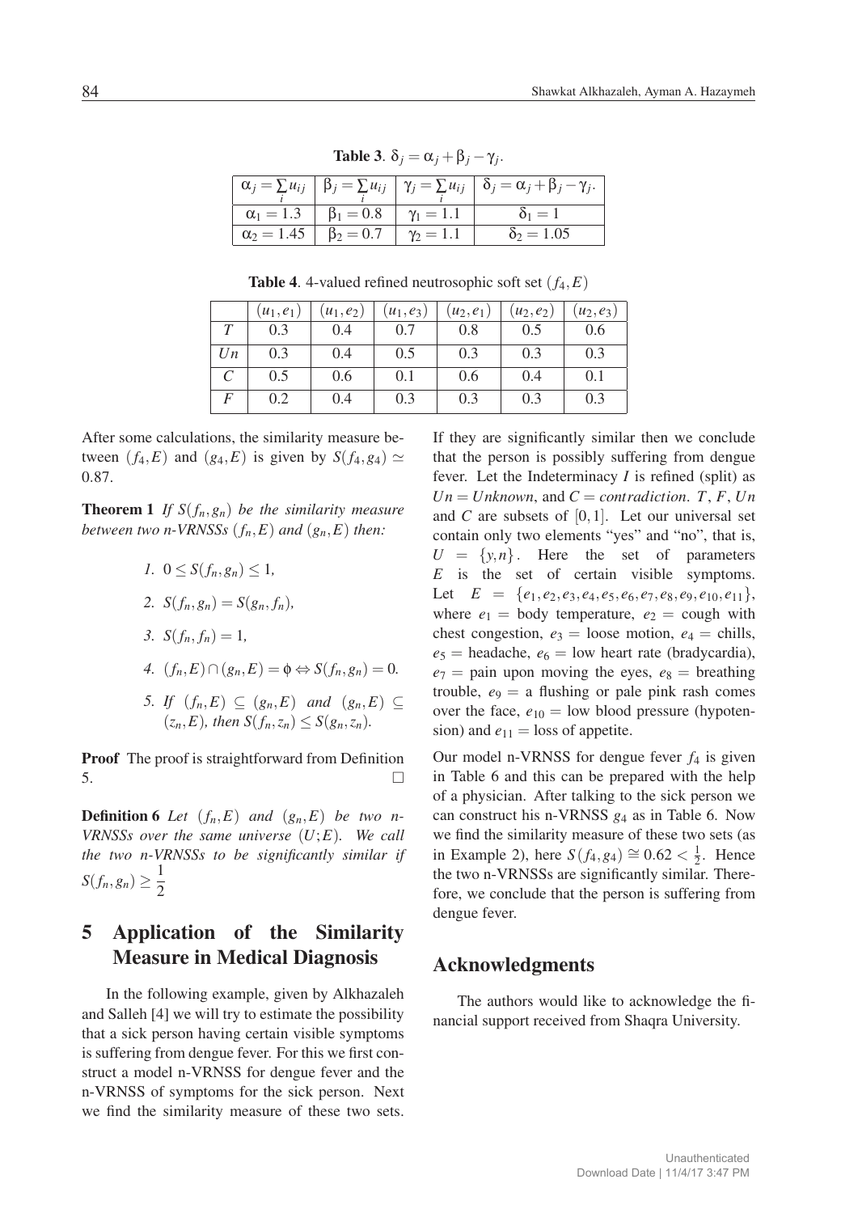**Table 3**. $\delta_j = \alpha_j + \beta_j - \gamma_j$.

| $\alpha_j = \sum_i u_{ij}$ | $\beta_j = \sum_i u_{ij}$ | $\gamma_j = \sum_i u_{ij}$ | $\delta_j = \alpha_j + \beta_j - \gamma_j$. |
|---|---|---|---|
| $\alpha_1 = 1.3$ | $\beta_1 = 0.8$ | $\gamma_1 = 1.1$ | $\delta_1 = 1$ |
| $\alpha_2 = 1.45$ | $\beta_2 = 0.7$ | $\gamma_2 = 1.1$ | $\delta_2 = 1.05$ |

**Table 4**. 4-valued refined neutrosophic soft set $(f_4, E)$

| | $(u_1, e_1)$ | $(u_1, e_2)$ | $(u_1, e_3)$ | $(u_2, e_1)$ | $(u_2, e_2)$ | $(u_2, e_3)$ |
|---|---|---|---|---|---|---|
| $T$ | 0.3 | 0.4 | 0.7 | 0.8 | 0.5 | 0.6 |
| $Un$ | 0.3 | 0.4 | 0.5 | 0.3 | 0.3 | 0.3 |
| $C$ | 0.5 | 0.6 | 0.1 | 0.6 | 0.4 | 0.1 |
| $F$ | 0.2 | 0.4 | 0.3 | 0.3 | 0.3 | 0.3 |

After some calculations, the similarity measure between $(f_4, E)$ and $(g_4, E)$ is given by $S(f_4, g_4) \simeq 0.87$.

**Theorem 1** *If $S(f_n, g_n)$ be the similarity measure between two n-VRNSSs $(f_n, E)$ and $(g_n, E)$ then:*

1. $0 \leq S(f_n, g_n) \leq 1$,
2. $S(f_n, g_n) = S(g_n, f_n)$,
3. $S(f_n, f_n) = 1$,
4. $(f_n, E) \cap (g_n, E) = \phi \Leftrightarrow S(f_n, g_n) = 0$.
5. *If* $(f_n, E) \subseteq (g_n, E)$ *and* $(g_n, E) \subseteq (z_n, E)$, *then* $S(f_n, z_n) \leq S(g_n, z_n)$.

**Proof** The proof is straightforward from Definition 5. $\square$

**Definition 6** *Let $(f_n, E)$ and $(g_n, E)$ be two n-VRNSSs over the same universe $(U; E)$. We call the two n-VRNSSs to be significantly similar if* $S(f_n, g_n) \geq \dfrac{1}{2}$

## 5 Application of the Similarity Measure in Medical Diagnosis

In the following example, given by Alkhazaleh and Salleh [4] we will try to estimate the possibility that a sick person having certain visible symptoms is suffering from dengue fever. For this we first construct a model n-VRNSS for dengue fever and the n-VRNSS of symptoms for the sick person. Next we find the similarity measure of these two sets. If they are significantly similar then we conclude that the person is possibly suffering from dengue fever. Let the Indeterminacy $I$ is refined (split) as $Un = Unknown$, and $C = contradiction$. $T$, $F$, $Un$ and $C$ are subsets of $[0,1]$. Let our universal set contain only two elements "yes" and "no", that is, $U = \{y, n\}$. Here the set of parameters $E$ is the set of certain visible symptoms. Let $E = \{e_1, e_2, e_3, e_4, e_5, e_6, e_7, e_8, e_9, e_{10}, e_{11}\}$, where $e_1$ = body temperature, $e_2$ = cough with chest congestion, $e_3$ = loose motion, $e_4$ = chills, $e_5$ = headache, $e_6$ = low heart rate (bradycardia), $e_7$ = pain upon moving the eyes, $e_8$ = breathing trouble, $e_9$ = a flushing or pale pink rash comes over the face, $e_{10}$ = low blood pressure (hypotension) and $e_{11}$ = loss of appetite.

Our model n-VRNSS for dengue fever $f_4$ is given in Table 6 and this can be prepared with the help of a physician. After talking to the sick person we can construct his n-VRNSS $g_4$ as in Table 6. Now we find the similarity measure of these two sets (as in Example 2), here $S(f_4, g_4) \cong 0.62 < \frac{1}{2}$. Hence the two n-VRNSSs are significantly similar. Therefore, we conclude that the person is suffering from dengue fever.

## Acknowledgments

The authors would like to acknowledge the financial support received from Shaqra University.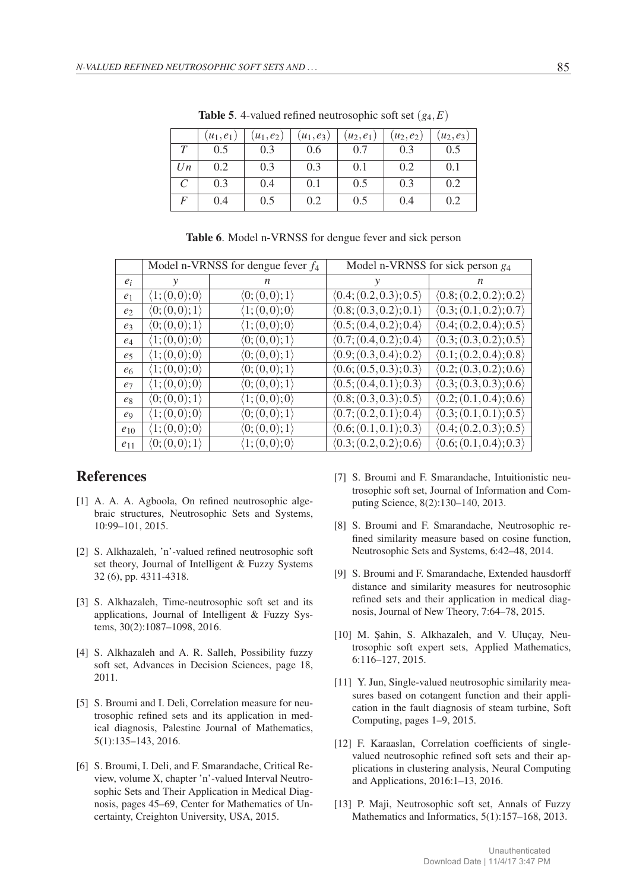**Table 5**. 4-valued refined neutrosophic soft set $(g_4, E)$

| | $(u_1,e_1)$ | $(u_1,e_2)$ | $(u_1,e_3)$ | $(u_2,e_1)$ | $(u_2,e_2)$ | $(u_2,e_3)$ |
|---|---|---|---|---|---|---|
| $T$ | 0.5 | 0.3 | 0.6 | 0.7 | 0.3 | 0.5 |
| $Un$ | 0.2 | 0.3 | 0.3 | 0.1 | 0.2 | 0.1 |
| $C$ | 0.3 | 0.4 | 0.1 | 0.5 | 0.3 | 0.2 |
| $F$ | 0.4 | 0.5 | 0.2 | 0.5 | 0.4 | 0.2 |

**Table 6**. Model n-VRNSS for dengue fever and sick person

| | Model n-VRNSS for dengue fever $f_4$ | | Model n-VRNSS for sick person $g_4$ | |
|---|---|---|---|---|
| $e_i$ | $y$ | $n$ | $y$ | $n$ |
| $e_1$ | $\langle 1;(0,0);0\rangle$ | $\langle 0;(0,0);1\rangle$ | $\langle 0.4;(0.2,0.3);0.5\rangle$ | $\langle 0.8;(0.2,0.2);0.2\rangle$ |
| $e_2$ | $\langle 0;(0,0);1\rangle$ | $\langle 1;(0,0);0\rangle$ | $\langle 0.8;(0.3,0.2);0.1\rangle$ | $\langle 0.3;(0.1,0.2);0.7\rangle$ |
| $e_3$ | $\langle 0;(0,0);1\rangle$ | $\langle 1;(0,0);0\rangle$ | $\langle 0.5;(0.4,0.2);0.4\rangle$ | $\langle 0.4;(0.2,0.4);0.5\rangle$ |
| $e_4$ | $\langle 1;(0,0);0\rangle$ | $\langle 0;(0,0);1\rangle$ | $\langle 0.7;(0.4,0.2);0.4\rangle$ | $\langle 0.3;(0.3,0.2);0.5\rangle$ |
| $e_5$ | $\langle 1;(0,0);0\rangle$ | $\langle 0;(0,0);1\rangle$ | $\langle 0.9;(0.3,0.4);0.2\rangle$ | $\langle 0.1;(0.2,0.4);0.8\rangle$ |
| $e_6$ | $\langle 1;(0,0);0\rangle$ | $\langle 0;(0,0);1\rangle$ | $\langle 0.6;(0.5,0.3);0.3\rangle$ | $\langle 0.2;(0.3,0.2);0.6\rangle$ |
| $e_7$ | $\langle 1;(0,0);0\rangle$ | $\langle 0;(0,0);1\rangle$ | $\langle 0.5;(0.4,0.1);0.3\rangle$ | $\langle 0.3;(0.3,0.3);0.6\rangle$ |
| $e_8$ | $\langle 0;(0,0);1\rangle$ | $\langle 1;(0,0);0\rangle$ | $\langle 0.8;(0.3,0.3);0.5\rangle$ | $\langle 0.2;(0.1,0.4);0.6\rangle$ |
| $e_9$ | $\langle 1;(0,0);0\rangle$ | $\langle 0;(0,0);1\rangle$ | $\langle 0.7;(0.2,0.1);0.4\rangle$ | $\langle 0.3;(0.1,0.1);0.5\rangle$ |
| $e_{10}$ | $\langle 1;(0,0);0\rangle$ | $\langle 0;(0,0);1\rangle$ | $\langle 0.6;(0.1,0.1);0.3\rangle$ | $\langle 0.4;(0.2,0.3);0.5\rangle$ |
| $e_{11}$ | $\langle 0;(0,0);1\rangle$ | $\langle 1;(0,0);0\rangle$ | $\langle 0.3;(0.2,0.2);0.6\rangle$ | $\langle 0.6;(0.1,0.4);0.3\rangle$ |

# References

[1] A. A. A. Agboola, On refined neutrosophic algebraic structures, Neutrosophic Sets and Systems, 10:99–101, 2015.

[2] S. Alkhazaleh, 'n'-valued refined neutrosophic soft set theory, Journal of Intelligent & Fuzzy Systems 32 (6), pp. 4311-4318.

[3] S. Alkhazaleh, Time-neutrosophic soft set and its applications, Journal of Intelligent & Fuzzy Systems, 30(2):1087–1098, 2016.

[4] S. Alkhazaleh and A. R. Salleh, Possibility fuzzy soft set, Advances in Decision Sciences, page 18, 2011.

[5] S. Broumi and I. Deli, Correlation measure for neutrosophic refined sets and its application in medical diagnosis, Palestine Journal of Mathematics, 5(1):135–143, 2016.

[6] S. Broumi, I. Deli, and F. Smarandache, Critical Review, volume X, chapter 'n'-valued Interval Neutrosophic Sets and Their Application in Medical Diagnosis, pages 45–69, Center for Mathematics of Uncertainty, Creighton University, USA, 2015.

[7] S. Broumi and F. Smarandache, Intuitionistic neutrosophic soft set, Journal of Information and Computing Science, 8(2):130–140, 2013.

[8] S. Broumi and F. Smarandache, Neutrosophic refined similarity measure based on cosine function, Neutrosophic Sets and Systems, 6:42–48, 2014.

[9] S. Broumi and F. Smarandache, Extended hausdorff distance and similarity measures for neutrosophic refined sets and their application in medical diagnosis, Journal of New Theory, 7:64–78, 2015.

[10] M. Şahin, S. Alkhazaleh, and V. Uluçay, Neutrosophic soft expert sets, Applied Mathematics, 6:116–127, 2015.

[11] Y. Jun, Single-valued neutrosophic similarity measures based on cotangent function and their application in the fault diagnosis of steam turbine, Soft Computing, pages 1–9, 2015.

[12] F. Karaaslan, Correlation coefficients of single-valued neutrosophic refined soft sets and their applications in clustering analysis, Neural Computing and Applications, 2016:1–13, 2016.

[13] P. Maji, Neutrosophic soft set, Annals of Fuzzy Mathematics and Informatics, 5(1):157–168, 2013.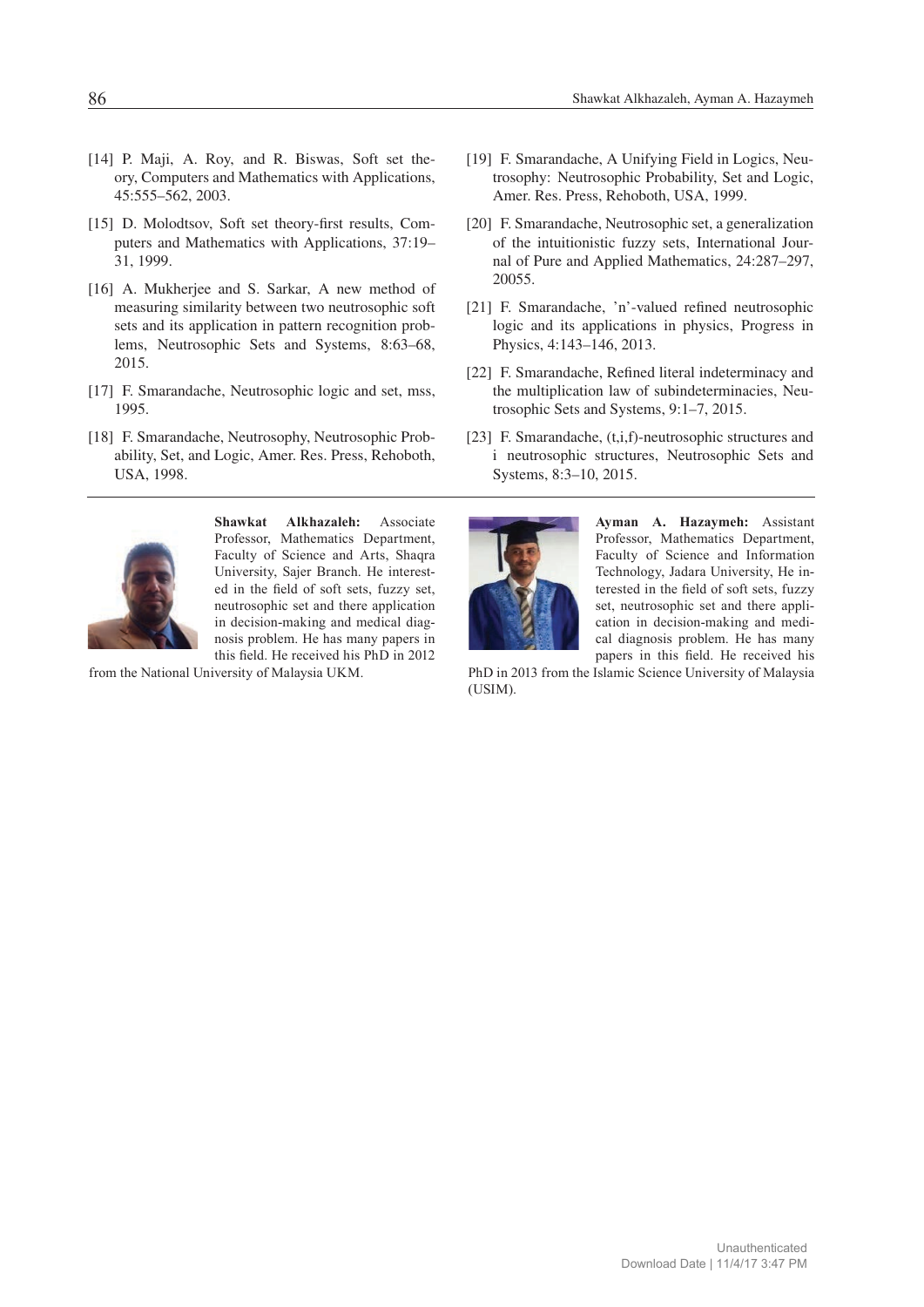[14] P. Maji, A. Roy, and R. Biswas, Soft set theory, Computers and Mathematics with Applications, 45:555–562, 2003.

[15] D. Molodtsov, Soft set theory-first results, Computers and Mathematics with Applications, 37:19–31, 1999.

[16] A. Mukherjee and S. Sarkar, A new method of measuring similarity between two neutrosophic soft sets and its application in pattern recognition problems, Neutrosophic Sets and Systems, 8:63–68, 2015.

[17] F. Smarandache, Neutrosophic logic and set, mss, 1995.

[18] F. Smarandache, Neutrosophy, Neutrosophic Probability, Set, and Logic, Amer. Res. Press, Rehoboth, USA, 1998.

[19] F. Smarandache, A Unifying Field in Logics, Neutrosophy: Neutrosophic Probability, Set and Logic, Amer. Res. Press, Rehoboth, USA, 1999.

[20] F. Smarandache, Neutrosophic set, a generalization of the intuitionistic fuzzy sets, International Journal of Pure and Applied Mathematics, 24:287–297, 20055.

[21] F. Smarandache, 'n'-valued refined neutrosophic logic and its applications in physics, Progress in Physics, 4:143–146, 2013.

[22] F. Smarandache, Refined literal indeterminacy and the multiplication law of subindeterminacies, Neutrosophic Sets and Systems, 9:1–7, 2015.

[23] F. Smarandache, (t,i,f)-neutrosophic structures and i neutrosophic structures, Neutrosophic Sets and Systems, 8:3–10, 2015.

**Shawkat Alkhazaleh:** Associate Professor, Mathematics Department, Faculty of Science and Arts, Shaqra University, Sajer Branch. He interested in the field of soft sets, fuzzy set, neutrosophic set and there application in decision-making and medical diagnosis problem. He has many papers in this field. He received his PhD in 2012 from the National University of Malaysia UKM.

**Ayman A. Hazaymeh:** Assistant Professor, Mathematics Department, Faculty of Science and Information Technology, Jadara University, He interested in the field of soft sets, fuzzy set, neutrosophic set and there application in decision-making and medical diagnosis problem. He has many papers in this field. He received his PhD in 2013 from the Islamic Science University of Malaysia (USIM).